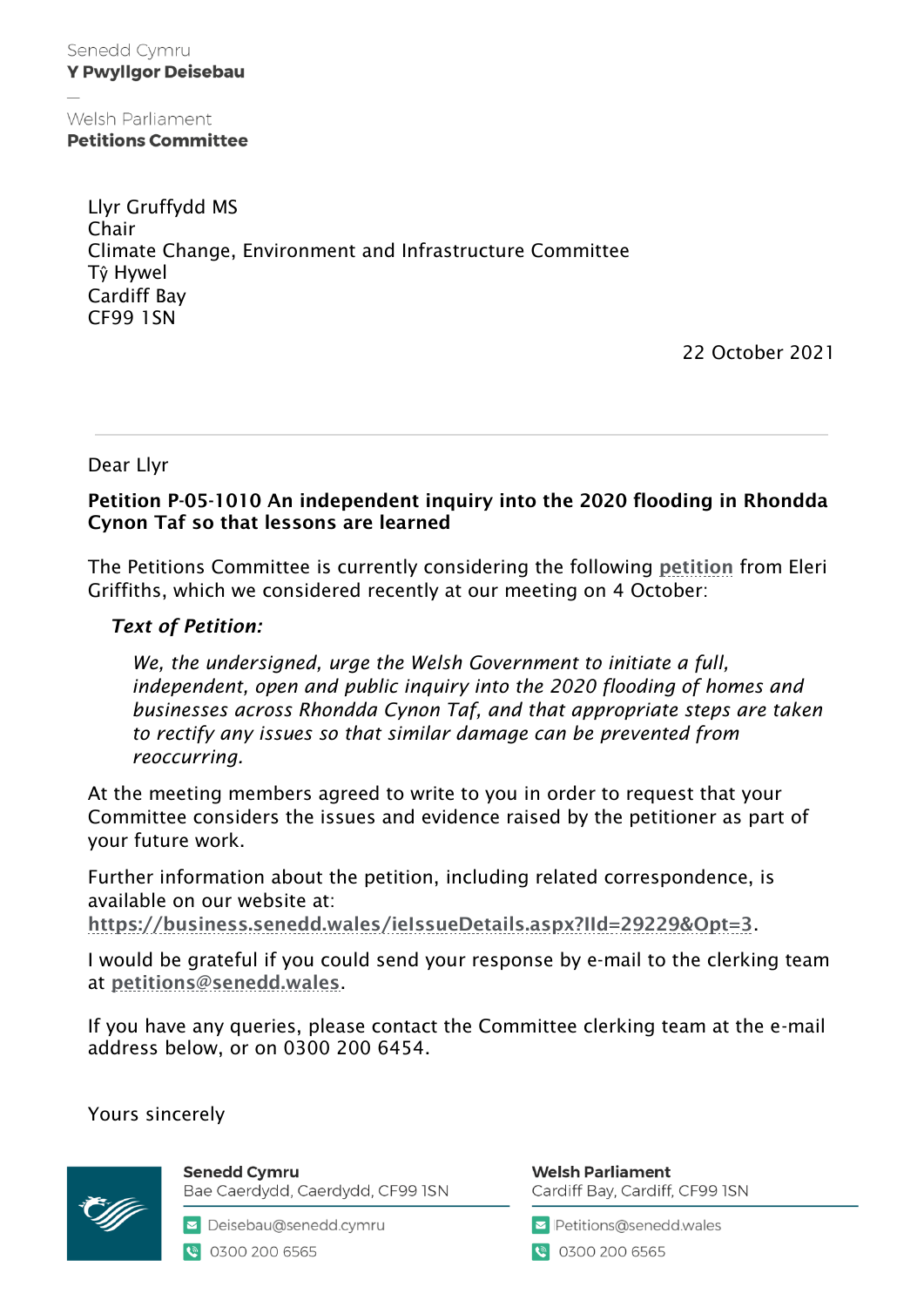Senedd Cymru
**Y Pwyllgor Deisebau**

—

Welsh Parliament
**Petitions Committee**

Llyr Gruffydd MS
Chair
Climate Change, Environment and Infrastructure Committee
Tŷ Hywel
Cardiff Bay
CF99 1SN

22 October 2021

Dear Llyr

**Petition P-05-1010 An independent inquiry into the 2020 flooding in Rhondda Cynon Taf so that lessons are learned**

The Petitions Committee is currently considering the following petition from Eleri Griffiths, which we considered recently at our meeting on 4 October:

***Text of Petition:***

*We, the undersigned, urge the Welsh Government to initiate a full, independent, open and public inquiry into the 2020 flooding of homes and businesses across Rhondda Cynon Taf, and that appropriate steps are taken to rectify any issues so that similar damage can be prevented from reoccurring.*

At the meeting members agreed to write to you in order to request that your Committee considers the issues and evidence raised by the petitioner as part of your future work.

Further information about the petition, including related correspondence, is available on our website at: https://business.senedd.wales/ieIssueDetails.aspx?IId=29229&Opt=3.

I would be grateful if you could send your response by e-mail to the clerking team at petitions@senedd.wales.

If you have any queries, please contact the Committee clerking team at the e-mail address below, or on 0300 200 6454.

Yours sincerely

**Senedd Cymru**
Bae Caerdydd, Caerdydd, CF99 1SN
Deisebau@senedd.cymru
0300 200 6565

**Welsh Parliament**
Cardiff Bay, Cardiff, CF99 1SN
Petitions@senedd.wales
0300 200 6565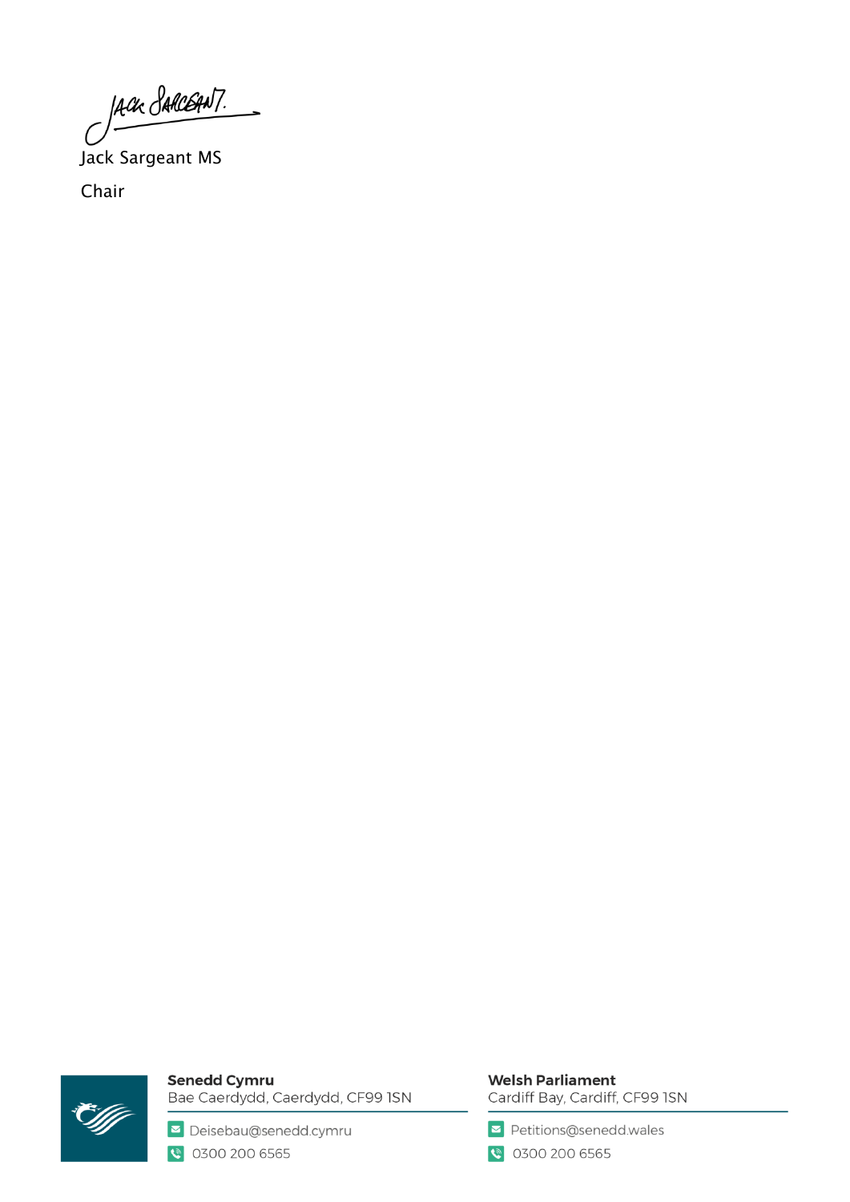Jack Sargeant MS

Chair

**Senedd Cymru**
Bae Caerdydd, Caerdydd, CF99 1SN

Deisebau@senedd.cymru
0300 200 6565

**Welsh Parliament**
Cardiff Bay, Cardiff, CF99 1SN

Petitions@senedd.wales
0300 200 6565